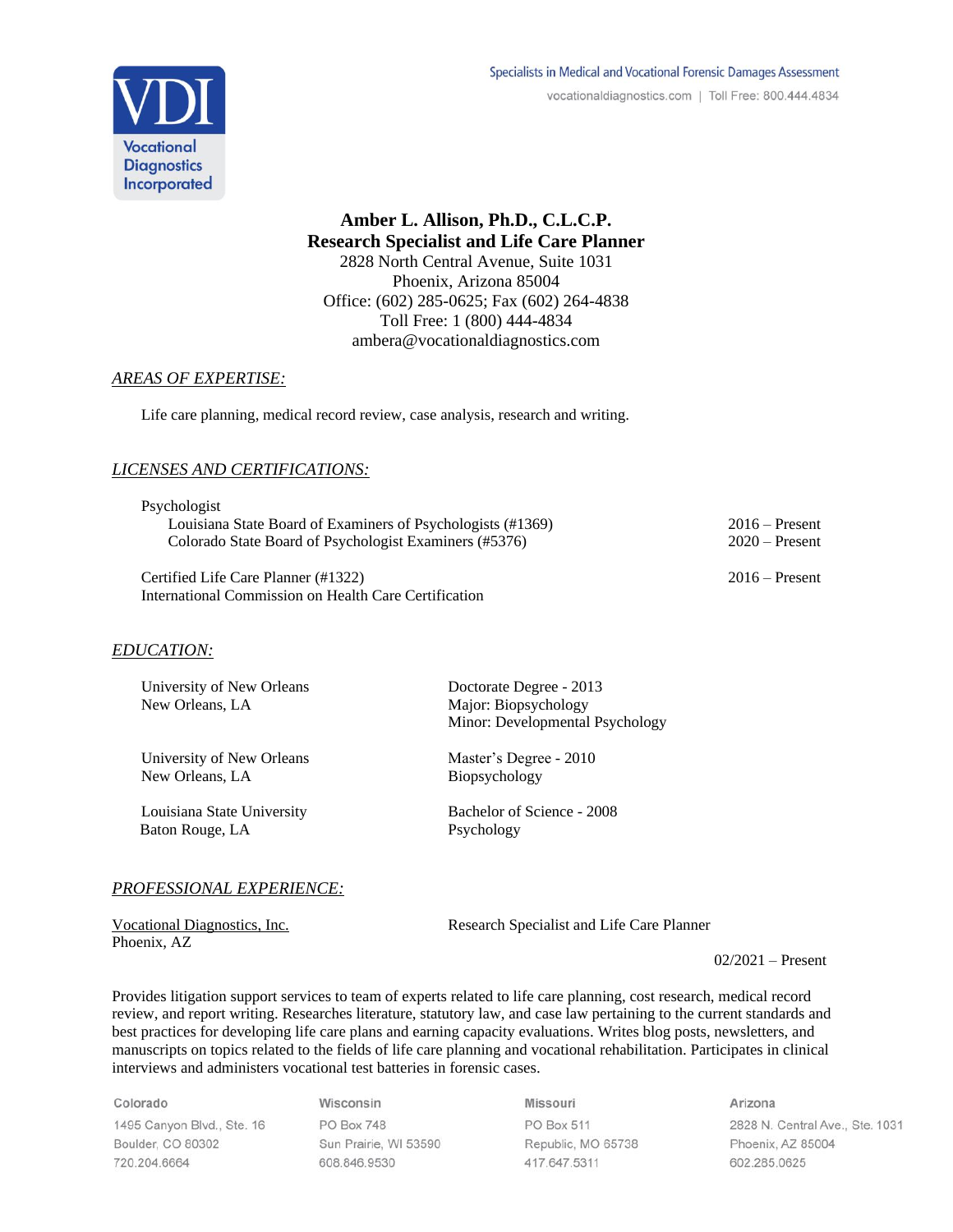Specialists in Medical and Vocational Forensic Damages Assessment

vocationaldiagnostics.com | Toll Free: 800.444.4834

VDI Vocational Diagnostics Incorporated

**Amber L. Allison, Ph.D., C.L.C.P.**
**Research Specialist and Life Care Planner**
2828 North Central Avenue, Suite 1031
Phoenix, Arizona 85004
Office: (602) 285-0625; Fax (602) 264-4838
Toll Free: 1 (800) 444-4834
ambera@vocationaldiagnostics.com

## *AREAS OF EXPERTISE:*

Life care planning, medical record review, case analysis, research and writing.

## *LICENSES AND CERTIFICATIONS:*

Psychologist

- Louisiana State Board of Examiners of Psychologists (#1369) — 2016 – Present
- Colorado State Board of Psychologist Examiners (#5376) — 2020 – Present

Certified Life Care Planner (#1322) — 2016 – Present
International Commission on Health Care Certification

## *EDUCATION:*

| Institution | Degree |
|---|---|
| University of New Orleans, New Orleans, LA | Doctorate Degree - 2013; Major: Biopsychology; Minor: Developmental Psychology |
| University of New Orleans, New Orleans, LA | Master's Degree - 2010; Biopsychology |
| Louisiana State University, Baton Rouge, LA | Bachelor of Science - 2008; Psychology |

## *PROFESSIONAL EXPERIENCE:*

Vocational Diagnostics, Inc.
Phoenix, AZ

Research Specialist and Life Care Planner

02/2021 – Present

Provides litigation support services to team of experts related to life care planning, cost research, medical record review, and report writing. Researches literature, statutory law, and case law pertaining to the current standards and best practices for developing life care plans and earning capacity evaluations. Writes blog posts, newsletters, and manuscripts on topics related to the fields of life care planning and vocational rehabilitation. Participates in clinical interviews and administers vocational test batteries in forensic cases.

| Colorado | Wisconsin | Missouri | Arizona |
|---|---|---|---|
| 1495 Canyon Blvd., Ste. 16 | PO Box 748 | PO Box 511 | 2828 N. Central Ave., Ste. 1031 |
| Boulder, CO 80302 | Sun Prairie, WI 53590 | Republic, MO 65738 | Phoenix, AZ 85004 |
| 720.204.6664 | 608.846.9530 | 417.647.5311 | 602.285.0625 |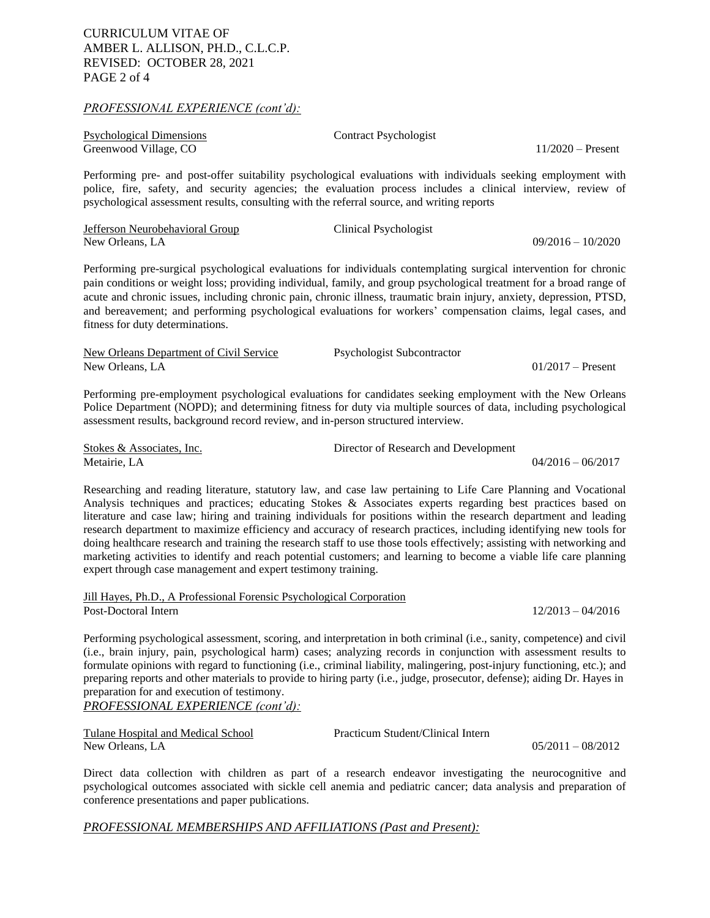*PROFESSIONAL EXPERIENCE (cont'd):*

Psychological Dimensions — Contract Psychologist
Greenwood Village, CO — 11/2020 – Present

Performing pre- and post-offer suitability psychological evaluations with individuals seeking employment with police, fire, safety, and security agencies; the evaluation process includes a clinical interview, review of psychological assessment results, consulting with the referral source, and writing reports

Jefferson Neurobehavioral Group — Clinical Psychologist
New Orleans, LA — 09/2016 – 10/2020

Performing pre-surgical psychological evaluations for individuals contemplating surgical intervention for chronic pain conditions or weight loss; providing individual, family, and group psychological treatment for a broad range of acute and chronic issues, including chronic pain, chronic illness, traumatic brain injury, anxiety, depression, PTSD, and bereavement; and performing psychological evaluations for workers' compensation claims, legal cases, and fitness for duty determinations.

New Orleans Department of Civil Service — Psychologist Subcontractor
New Orleans, LA — 01/2017 – Present

Performing pre-employment psychological evaluations for candidates seeking employment with the New Orleans Police Department (NOPD); and determining fitness for duty via multiple sources of data, including psychological assessment results, background record review, and in-person structured interview.

Stokes & Associates, Inc. — Director of Research and Development
Metairie, LA — 04/2016 – 06/2017

Researching and reading literature, statutory law, and case law pertaining to Life Care Planning and Vocational Analysis techniques and practices; educating Stokes & Associates experts regarding best practices based on literature and case law; hiring and training individuals for positions within the research department and leading research department to maximize efficiency and accuracy of research practices, including identifying new tools for doing healthcare research and training the research staff to use those tools effectively; assisting with networking and marketing activities to identify and reach potential customers; and learning to become a viable life care planning expert through case management and expert testimony training.

Jill Hayes, Ph.D., A Professional Forensic Psychological Corporation
Post-Doctoral Intern — 12/2013 – 04/2016

Performing psychological assessment, scoring, and interpretation in both criminal (i.e., sanity, competence) and civil (i.e., brain injury, pain, psychological harm) cases; analyzing records in conjunction with assessment results to formulate opinions with regard to functioning (i.e., criminal liability, malingering, post-injury functioning, etc.); and preparing reports and other materials to provide to hiring party (i.e., judge, prosecutor, defense); aiding Dr. Hayes in preparation for and execution of testimony.

*PROFESSIONAL EXPERIENCE (cont'd):*

Tulane Hospital and Medical School — Practicum Student/Clinical Intern
New Orleans, LA — 05/2011 – 08/2012

Direct data collection with children as part of a research endeavor investigating the neurocognitive and psychological outcomes associated with sickle cell anemia and pediatric cancer; data analysis and preparation of conference presentations and paper publications.

*PROFESSIONAL MEMBERSHIPS AND AFFILIATIONS (Past and Present):*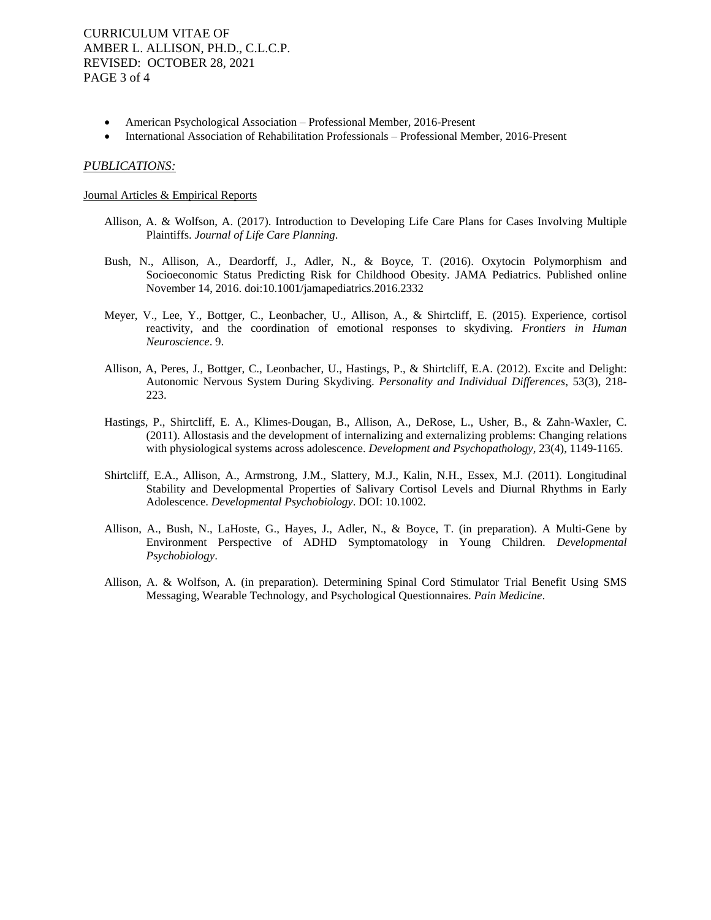- American Psychological Association – Professional Member, 2016-Present
- International Association of Rehabilitation Professionals – Professional Member, 2016-Present

## *PUBLICATIONS:*

### Journal Articles & Empirical Reports

Allison, A. & Wolfson, A. (2017). Introduction to Developing Life Care Plans for Cases Involving Multiple Plaintiffs. *Journal of Life Care Planning*.

Bush, N., Allison, A., Deardorff, J., Adler, N., & Boyce, T. (2016). Oxytocin Polymorphism and Socioeconomic Status Predicting Risk for Childhood Obesity. JAMA Pediatrics. Published online November 14, 2016. doi:10.1001/jamapediatrics.2016.2332

Meyer, V., Lee, Y., Bottger, C., Leonbacher, U., Allison, A., & Shirtcliff, E. (2015). Experience, cortisol reactivity, and the coordination of emotional responses to skydiving. *Frontiers in Human Neuroscience*. 9.

Allison, A, Peres, J., Bottger, C., Leonbacher, U., Hastings, P., & Shirtcliff, E.A. (2012). Excite and Delight: Autonomic Nervous System During Skydiving. *Personality and Individual Differences*, 53(3), 218-223.

Hastings, P., Shirtcliff, E. A., Klimes-Dougan, B., Allison, A., DeRose, L., Usher, B., & Zahn-Waxler, C. (2011). Allostasis and the development of internalizing and externalizing problems: Changing relations with physiological systems across adolescence. *Development and Psychopathology*, 23(4), 1149-1165.

Shirtcliff, E.A., Allison, A., Armstrong, J.M., Slattery, M.J., Kalin, N.H., Essex, M.J. (2011). Longitudinal Stability and Developmental Properties of Salivary Cortisol Levels and Diurnal Rhythms in Early Adolescence. *Developmental Psychobiology*. DOI: 10.1002.

Allison, A., Bush, N., LaHoste, G., Hayes, J., Adler, N., & Boyce, T. (in preparation). A Multi-Gene by Environment Perspective of ADHD Symptomatology in Young Children. *Developmental Psychobiology*.

Allison, A. & Wolfson, A. (in preparation). Determining Spinal Cord Stimulator Trial Benefit Using SMS Messaging, Wearable Technology, and Psychological Questionnaires. *Pain Medicine*.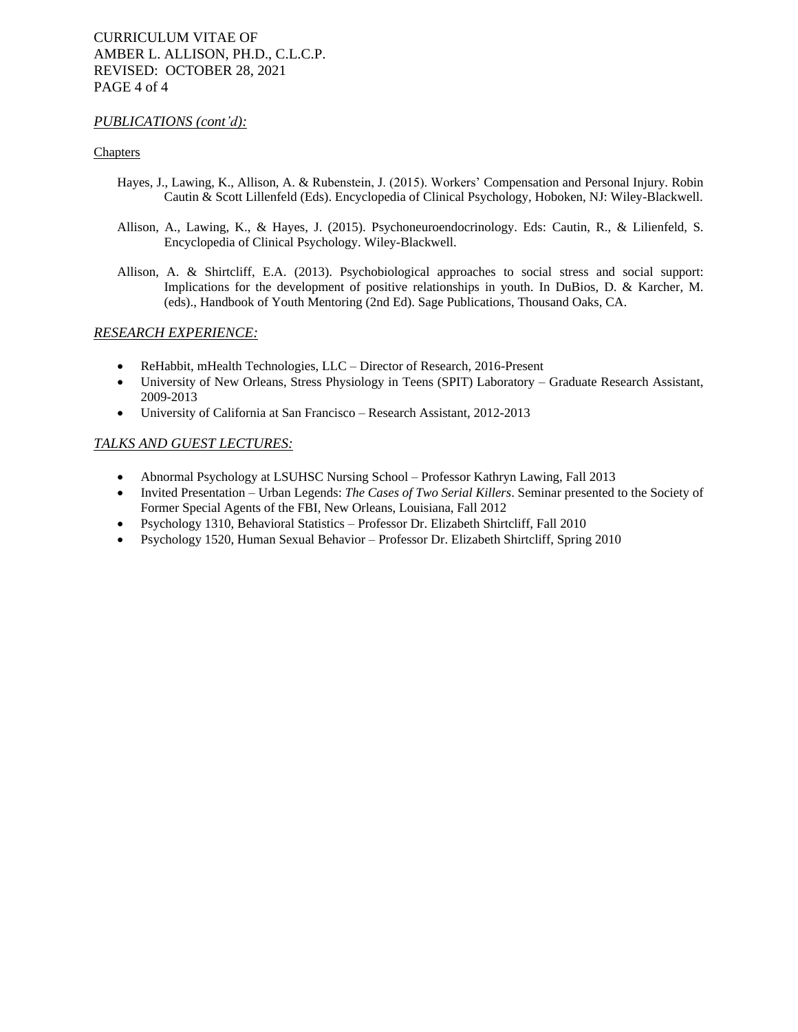*PUBLICATIONS (cont'd):*

Chapters

Hayes, J., Lawing, K., Allison, A. & Rubenstein, J. (2015). Workers' Compensation and Personal Injury. Robin Cautin & Scott Lillenfeld (Eds). Encyclopedia of Clinical Psychology, Hoboken, NJ: Wiley-Blackwell.

Allison, A., Lawing, K., & Hayes, J. (2015). Psychoneuroendocrinology. Eds: Cautin, R., & Lilienfeld, S. Encyclopedia of Clinical Psychology. Wiley-Blackwell.

Allison, A. & Shirtcliff, E.A. (2013). Psychobiological approaches to social stress and social support: Implications for the development of positive relationships in youth. In DuBios, D. & Karcher, M. (eds)., Handbook of Youth Mentoring (2nd Ed). Sage Publications, Thousand Oaks, CA.

*RESEARCH EXPERIENCE:*

- ReHabbit, mHealth Technologies, LLC – Director of Research, 2016-Present
- University of New Orleans, Stress Physiology in Teens (SPIT) Laboratory – Graduate Research Assistant, 2009-2013
- University of California at San Francisco – Research Assistant, 2012-2013

*TALKS AND GUEST LECTURES:*

- Abnormal Psychology at LSUHSC Nursing School – Professor Kathryn Lawing, Fall 2013
- Invited Presentation – Urban Legends: *The Cases of Two Serial Killers*. Seminar presented to the Society of Former Special Agents of the FBI, New Orleans, Louisiana, Fall 2012
- Psychology 1310, Behavioral Statistics – Professor Dr. Elizabeth Shirtcliff, Fall 2010
- Psychology 1520, Human Sexual Behavior – Professor Dr. Elizabeth Shirtcliff, Spring 2010